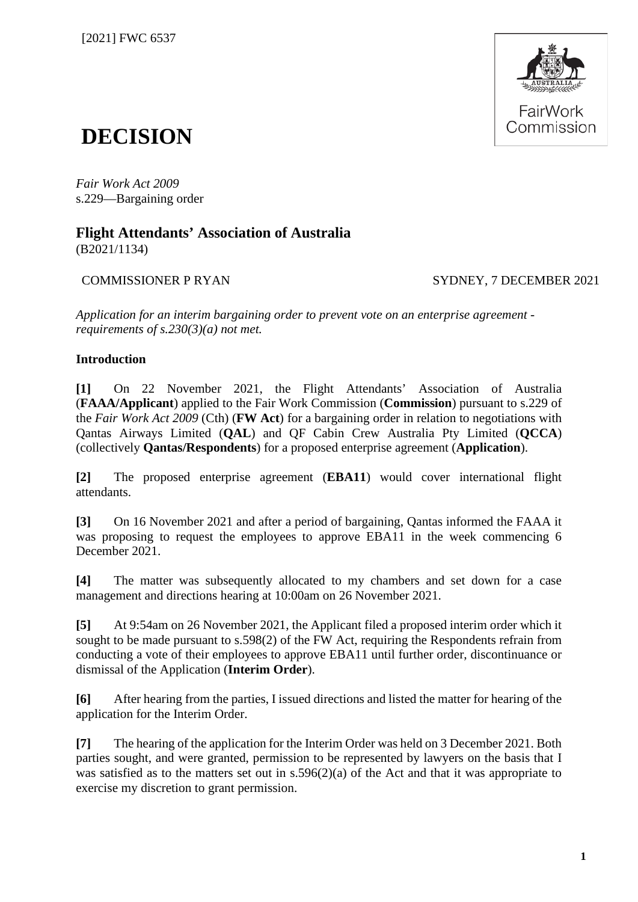[2021] FWC 6537

# DECISION

*Fair Work Act 2009*
s.229—Bargaining order

## Flight Attendants' Association of Australia
(B2021/1134)

COMMISSIONER P RYAN SYDNEY, 7 DECEMBER 2021

*Application for an interim bargaining order to prevent vote on an enterprise agreement - requirements of s.230(3)(a) not met.*

### Introduction

**[1]** On 22 November 2021, the Flight Attendants' Association of Australia (**FAAA/Applicant**) applied to the Fair Work Commission (**Commission**) pursuant to s.229 of the *Fair Work Act 2009* (Cth) (**FW Act**) for a bargaining order in relation to negotiations with Qantas Airways Limited (**QAL**) and QF Cabin Crew Australia Pty Limited (**QCCA**) (collectively **Qantas/Respondents**) for a proposed enterprise agreement (**Application**).

**[2]** The proposed enterprise agreement (**EBA11**) would cover international flight attendants.

**[3]** On 16 November 2021 and after a period of bargaining, Qantas informed the FAAA it was proposing to request the employees to approve EBA11 in the week commencing 6 December 2021.

**[4]** The matter was subsequently allocated to my chambers and set down for a case management and directions hearing at 10:00am on 26 November 2021.

**[5]** At 9:54am on 26 November 2021, the Applicant filed a proposed interim order which it sought to be made pursuant to s.598(2) of the FW Act, requiring the Respondents refrain from conducting a vote of their employees to approve EBA11 until further order, discontinuance or dismissal of the Application (**Interim Order**).

**[6]** After hearing from the parties, I issued directions and listed the matter for hearing of the application for the Interim Order.

**[7]** The hearing of the application for the Interim Order was held on 3 December 2021. Both parties sought, and were granted, permission to be represented by lawyers on the basis that I was satisfied as to the matters set out in s.596(2)(a) of the Act and that it was appropriate to exercise my discretion to grant permission.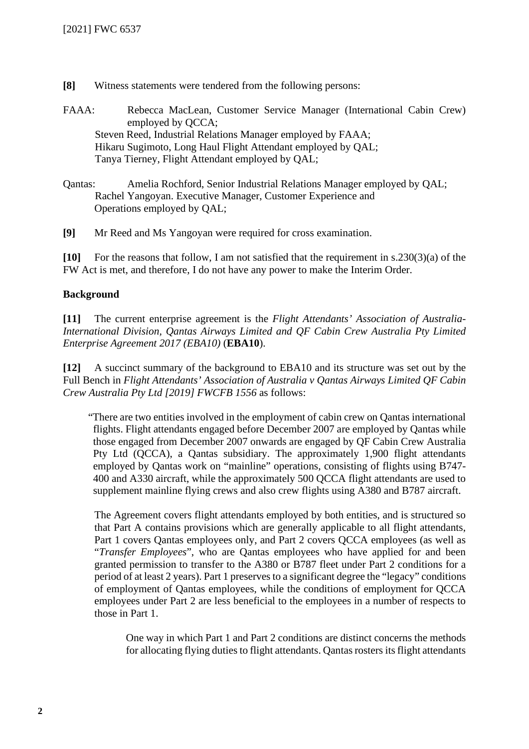**[8]** Witness statements were tendered from the following persons:

FAAA: Rebecca MacLean, Customer Service Manager (International Cabin Crew) employed by QCCA;
Steven Reed, Industrial Relations Manager employed by FAAA;
Hikaru Sugimoto, Long Haul Flight Attendant employed by QAL;
Tanya Tierney, Flight Attendant employed by QAL;

Qantas: Amelia Rochford, Senior Industrial Relations Manager employed by QAL;
Rachel Yangoyan. Executive Manager, Customer Experience and Operations employed by QAL;

**[9]** Mr Reed and Ms Yangoyan were required for cross examination.

**[10]** For the reasons that follow, I am not satisfied that the requirement in s.230(3)(a) of the FW Act is met, and therefore, I do not have any power to make the Interim Order.

## Background

**[11]** The current enterprise agreement is the *Flight Attendants' Association of Australia-International Division, Qantas Airways Limited and QF Cabin Crew Australia Pty Limited Enterprise Agreement 2017 (EBA10)* (**EBA10**).

**[12]** A succinct summary of the background to EBA10 and its structure was set out by the Full Bench in *Flight Attendants' Association of Australia v Qantas Airways Limited QF Cabin Crew Australia Pty Ltd [2019] FWCFB 1556* as follows:

> "There are two entities involved in the employment of cabin crew on Qantas international flights. Flight attendants engaged before December 2007 are employed by Qantas while those engaged from December 2007 onwards are engaged by QF Cabin Crew Australia Pty Ltd (QCCA), a Qantas subsidiary. The approximately 1,900 flight attendants employed by Qantas work on "mainline" operations, consisting of flights using B747-400 and A330 aircraft, while the approximately 500 QCCA flight attendants are used to supplement mainline flying crews and also crew flights using A380 and B787 aircraft.
>
> The Agreement covers flight attendants employed by both entities, and is structured so that Part A contains provisions which are generally applicable to all flight attendants, Part 1 covers Qantas employees only, and Part 2 covers QCCA employees (as well as "*Transfer Employees*", who are Qantas employees who have applied for and been granted permission to transfer to the A380 or B787 fleet under Part 2 conditions for a period of at least 2 years). Part 1 preserves to a significant degree the "legacy" conditions of employment of Qantas employees, while the conditions of employment for QCCA employees under Part 2 are less beneficial to the employees in a number of respects to those in Part 1.
>
> One way in which Part 1 and Part 2 conditions are distinct concerns the methods for allocating flying duties to flight attendants. Qantas rosters its flight attendants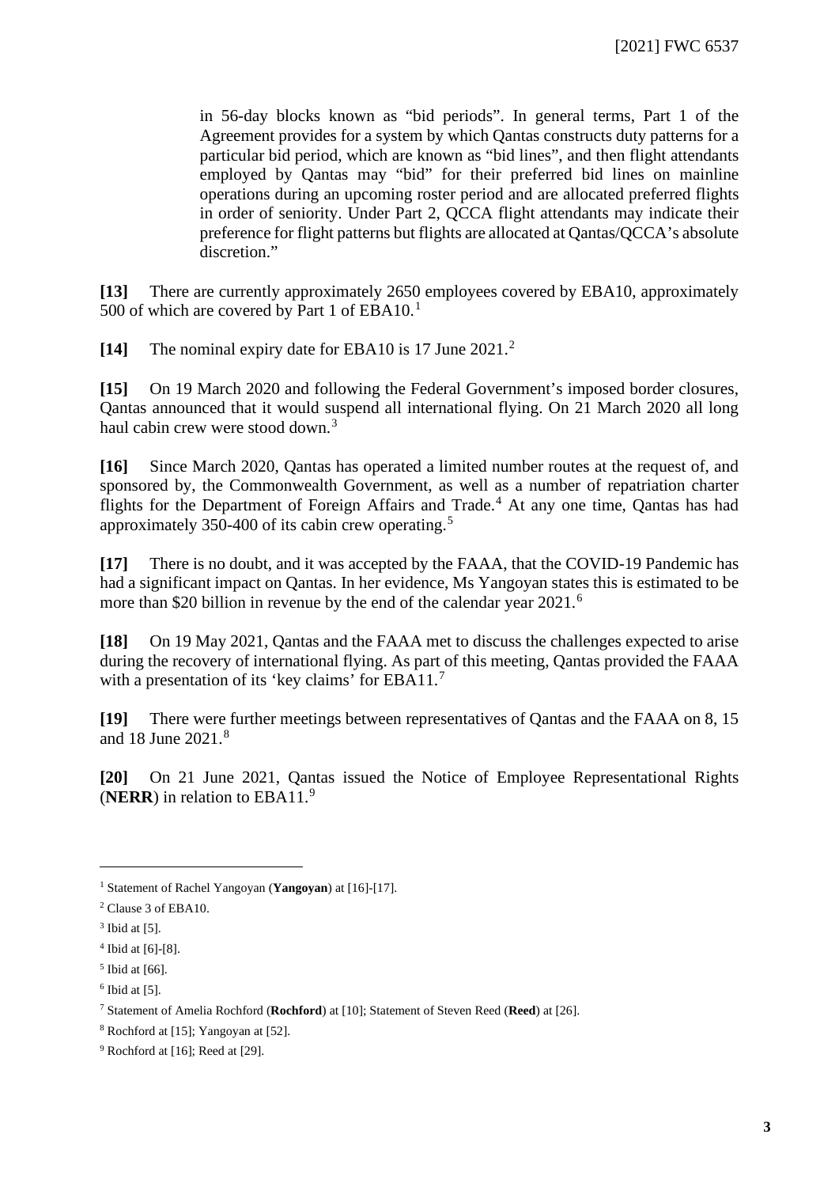in 56-day blocks known as "bid periods". In general terms, Part 1 of the Agreement provides for a system by which Qantas constructs duty patterns for a particular bid period, which are known as "bid lines", and then flight attendants employed by Qantas may "bid" for their preferred bid lines on mainline operations during an upcoming roster period and are allocated preferred flights in order of seniority. Under Part 2, QCCA flight attendants may indicate their preference for flight patterns but flights are allocated at Qantas/QCCA's absolute discretion."

**[13]** There are currently approximately 2650 employees covered by EBA10, approximately 500 of which are covered by Part 1 of EBA10.[1]

**[14]** The nominal expiry date for EBA10 is 17 June 2021.[2]

**[15]** On 19 March 2020 and following the Federal Government's imposed border closures, Qantas announced that it would suspend all international flying. On 21 March 2020 all long haul cabin crew were stood down.[3]

**[16]** Since March 2020, Qantas has operated a limited number routes at the request of, and sponsored by, the Commonwealth Government, as well as a number of repatriation charter flights for the Department of Foreign Affairs and Trade.[4] At any one time, Qantas has had approximately 350-400 of its cabin crew operating.[5]

**[17]** There is no doubt, and it was accepted by the FAAA, that the COVID-19 Pandemic has had a significant impact on Qantas. In her evidence, Ms Yangoyan states this is estimated to be more than $20 billion in revenue by the end of the calendar year 2021.[6]

**[18]** On 19 May 2021, Qantas and the FAAA met to discuss the challenges expected to arise during the recovery of international flying. As part of this meeting, Qantas provided the FAAA with a presentation of its 'key claims' for EBA11.[7]

**[19]** There were further meetings between representatives of Qantas and the FAAA on 8, 15 and 18 June 2021.[8]

**[20]** On 21 June 2021, Qantas issued the Notice of Employee Representational Rights (**NERR**) in relation to EBA11.[9]

---

[1] Statement of Rachel Yangoyan (**Yangoyan**) at [16]-[17].

[2] Clause 3 of EBA10.

[3] Ibid at [5].

[4] Ibid at [6]-[8].

[5] Ibid at [66].

[6] Ibid at [5].

[7] Statement of Amelia Rochford (**Rochford**) at [10]; Statement of Steven Reed (**Reed**) at [26].

[8] Rochford at [15]; Yangoyan at [52].

[9] Rochford at [16]; Reed at [29].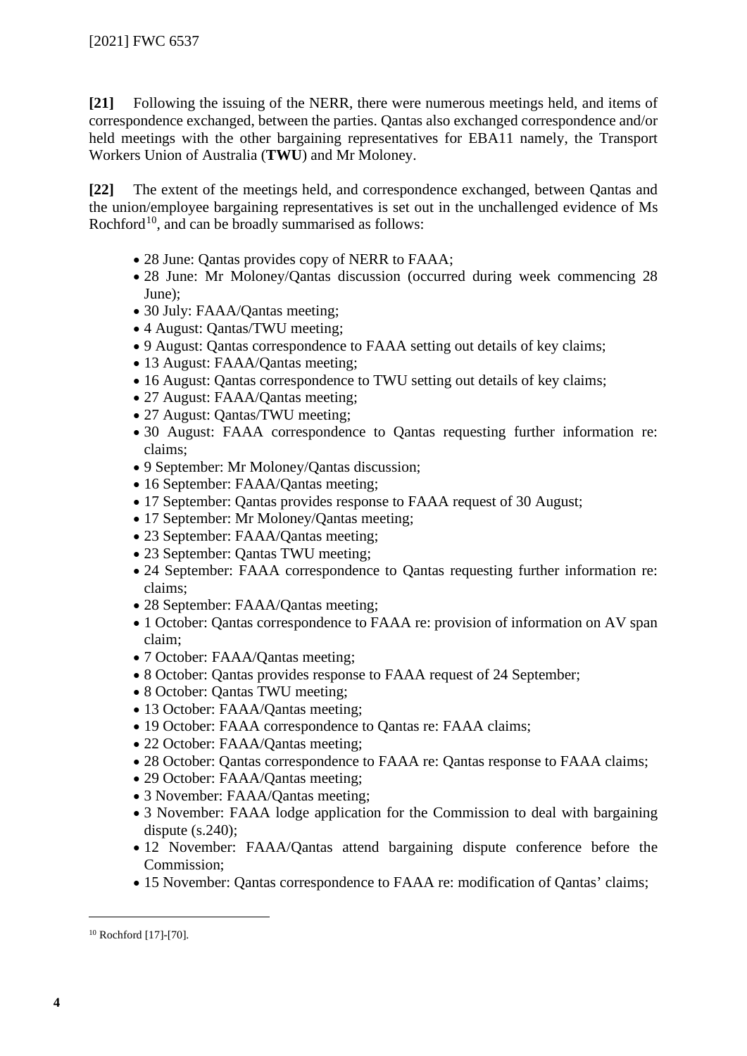**[21]** Following the issuing of the NERR, there were numerous meetings held, and items of correspondence exchanged, between the parties. Qantas also exchanged correspondence and/or held meetings with the other bargaining representatives for EBA11 namely, the Transport Workers Union of Australia (**TWU**) and Mr Moloney.

**[22]** The extent of the meetings held, and correspondence exchanged, between Qantas and the union/employee bargaining representatives is set out in the unchallenged evidence of Ms Rochford[10], and can be broadly summarised as follows:

- 28 June: Qantas provides copy of NERR to FAAA;
- 28 June: Mr Moloney/Qantas discussion (occurred during week commencing 28 June);
- 30 July: FAAA/Qantas meeting;
- 4 August: Qantas/TWU meeting;
- 9 August: Qantas correspondence to FAAA setting out details of key claims;
- 13 August: FAAA/Qantas meeting;
- 16 August: Qantas correspondence to TWU setting out details of key claims;
- 27 August: FAAA/Qantas meeting;
- 27 August: Qantas/TWU meeting;
- 30 August: FAAA correspondence to Qantas requesting further information re: claims;
- 9 September: Mr Moloney/Qantas discussion;
- 16 September: FAAA/Qantas meeting;
- 17 September: Qantas provides response to FAAA request of 30 August;
- 17 September: Mr Moloney/Qantas meeting;
- 23 September: FAAA/Qantas meeting;
- 23 September: Qantas TWU meeting;
- 24 September: FAAA correspondence to Qantas requesting further information re: claims;
- 28 September: FAAA/Qantas meeting;
- 1 October: Qantas correspondence to FAAA re: provision of information on AV span claim;
- 7 October: FAAA/Qantas meeting;
- 8 October: Qantas provides response to FAAA request of 24 September;
- 8 October: Qantas TWU meeting;
- 13 October: FAAA/Qantas meeting;
- 19 October: FAAA correspondence to Qantas re: FAAA claims;
- 22 October: FAAA/Qantas meeting;
- 28 October: Qantas correspondence to FAAA re: Qantas response to FAAA claims;
- 29 October: FAAA/Qantas meeting;
- 3 November: FAAA/Qantas meeting;
- 3 November: FAAA lodge application for the Commission to deal with bargaining dispute (s.240);
- 12 November: FAAA/Qantas attend bargaining dispute conference before the Commission;
- 15 November: Qantas correspondence to FAAA re: modification of Qantas' claims;

---

[10] Rochford [17]-[70].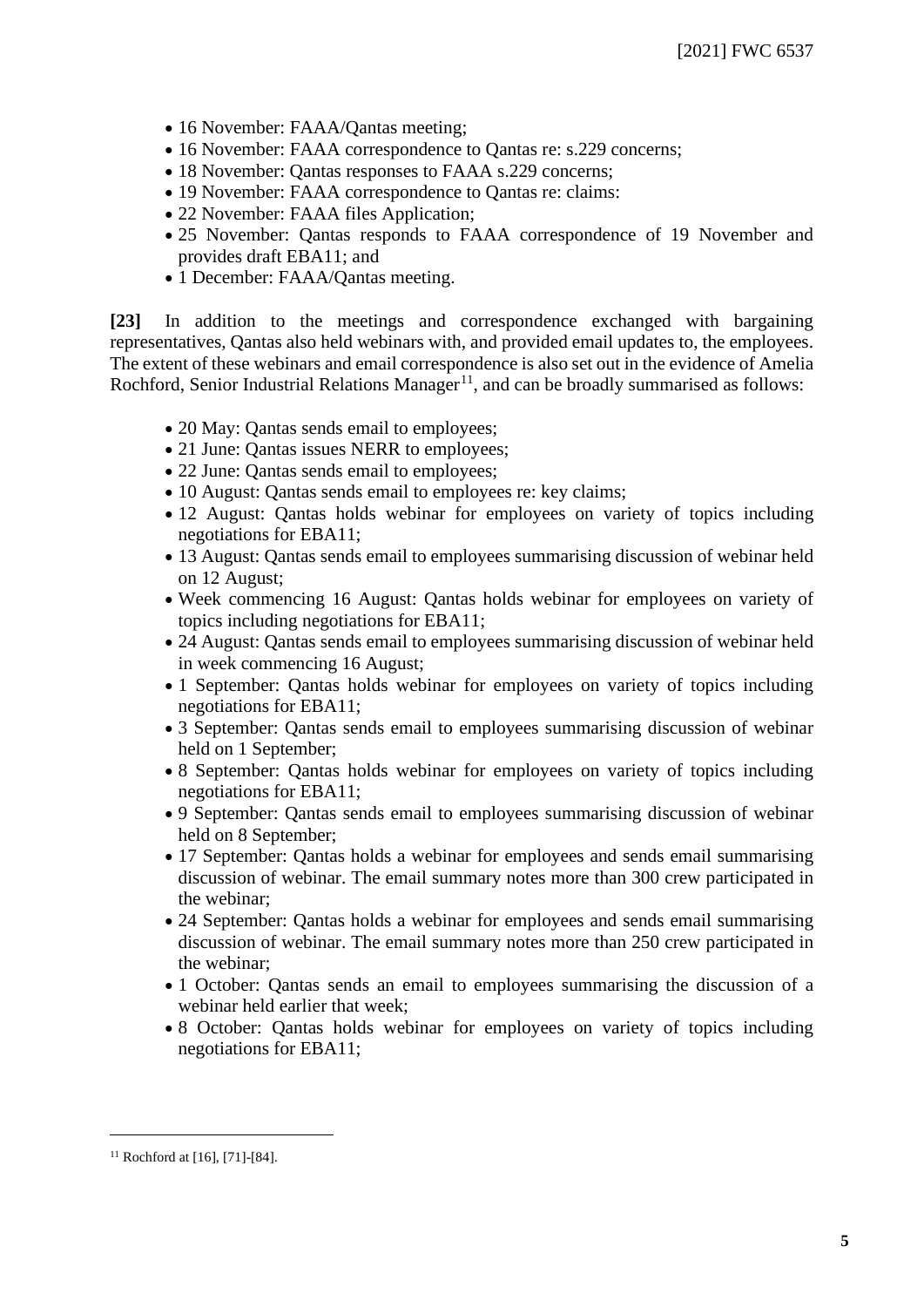- 16 November: FAAA/Qantas meeting;
- 16 November: FAAA correspondence to Qantas re: s.229 concerns;
- 18 November: Qantas responses to FAAA s.229 concerns;
- 19 November: FAAA correspondence to Qantas re: claims:
- 22 November: FAAA files Application;
- 25 November: Qantas responds to FAAA correspondence of 19 November and provides draft EBA11; and
- 1 December: FAAA/Qantas meeting.

**[23]** In addition to the meetings and correspondence exchanged with bargaining representatives, Qantas also held webinars with, and provided email updates to, the employees. The extent of these webinars and email correspondence is also set out in the evidence of Amelia Rochford, Senior Industrial Relations Manager[11], and can be broadly summarised as follows:

- 20 May: Qantas sends email to employees;
- 21 June: Qantas issues NERR to employees;
- 22 June: Qantas sends email to employees;
- 10 August: Qantas sends email to employees re: key claims;
- 12 August: Qantas holds webinar for employees on variety of topics including negotiations for EBA11;
- 13 August: Qantas sends email to employees summarising discussion of webinar held on 12 August;
- Week commencing 16 August: Qantas holds webinar for employees on variety of topics including negotiations for EBA11;
- 24 August: Qantas sends email to employees summarising discussion of webinar held in week commencing 16 August;
- 1 September: Qantas holds webinar for employees on variety of topics including negotiations for EBA11;
- 3 September: Qantas sends email to employees summarising discussion of webinar held on 1 September;
- 8 September: Qantas holds webinar for employees on variety of topics including negotiations for EBA11;
- 9 September: Qantas sends email to employees summarising discussion of webinar held on 8 September;
- 17 September: Qantas holds a webinar for employees and sends email summarising discussion of webinar. The email summary notes more than 300 crew participated in the webinar;
- 24 September: Qantas holds a webinar for employees and sends email summarising discussion of webinar. The email summary notes more than 250 crew participated in the webinar;
- 1 October: Qantas sends an email to employees summarising the discussion of a webinar held earlier that week;
- 8 October: Qantas holds webinar for employees on variety of topics including negotiations for EBA11;

---

[11] Rochford at [16], [71]-[84].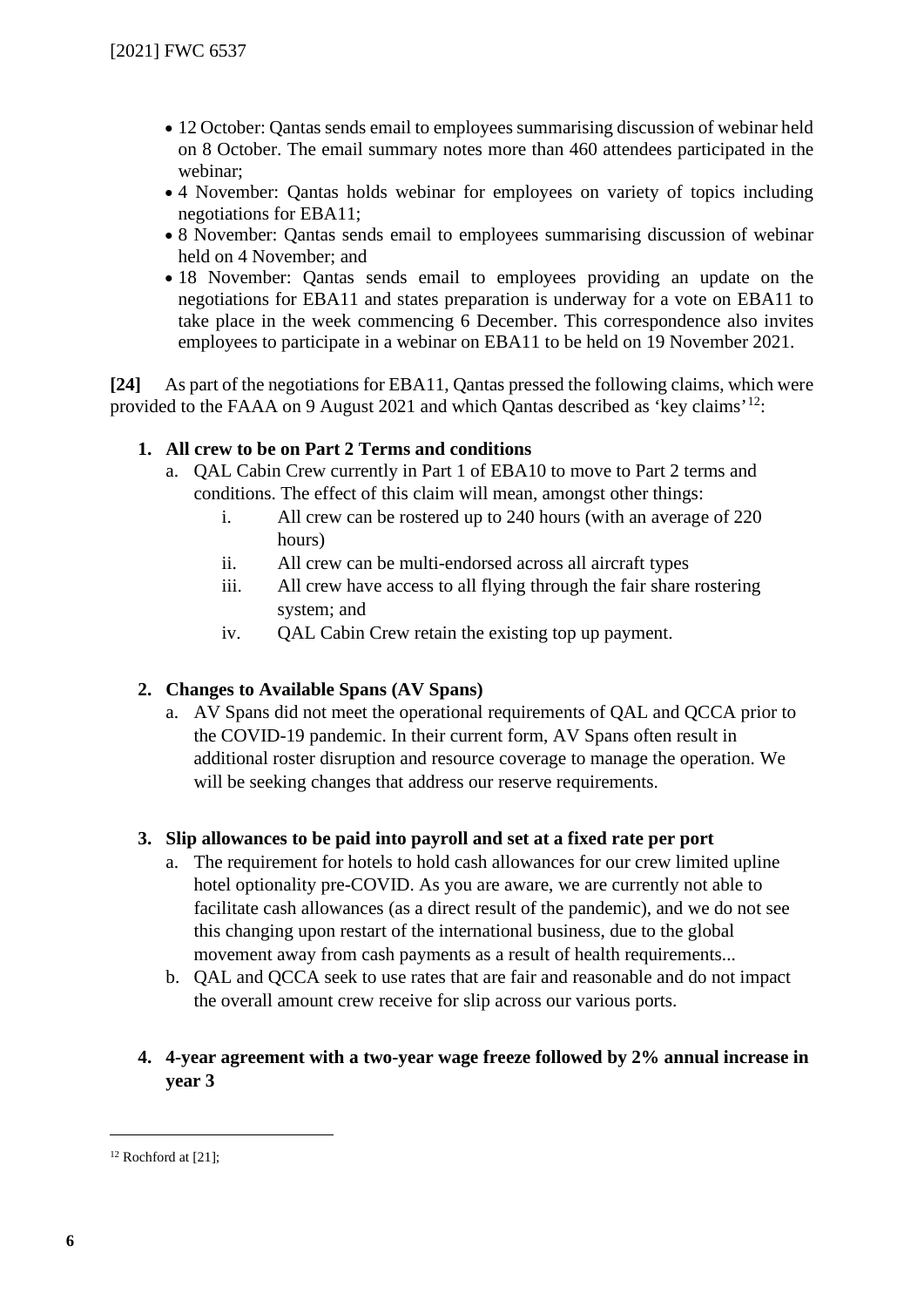- 12 October: Qantas sends email to employees summarising discussion of webinar held on 8 October. The email summary notes more than 460 attendees participated in the webinar;
- 4 November: Qantas holds webinar for employees on variety of topics including negotiations for EBA11;
- 8 November: Qantas sends email to employees summarising discussion of webinar held on 4 November; and
- 18 November: Qantas sends email to employees providing an update on the negotiations for EBA11 and states preparation is underway for a vote on EBA11 to take place in the week commencing 6 December. This correspondence also invites employees to participate in a webinar on EBA11 to be held on 19 November 2021.

**[24]** As part of the negotiations for EBA11, Qantas pressed the following claims, which were provided to the FAAA on 9 August 2021 and which Qantas described as 'key claims'[12]:

1. **All crew to be on Part 2 Terms and conditions**
   a. QAL Cabin Crew currently in Part 1 of EBA10 to move to Part 2 terms and conditions. The effect of this claim will mean, amongst other things:
      i. All crew can be rostered up to 240 hours (with an average of 220 hours)
      ii. All crew can be multi-endorsed across all aircraft types
      iii. All crew have access to all flying through the fair share rostering system; and
      iv. QAL Cabin Crew retain the existing top up payment.

2. **Changes to Available Spans (AV Spans)**
   a. AV Spans did not meet the operational requirements of QAL and QCCA prior to the COVID-19 pandemic. In their current form, AV Spans often result in additional roster disruption and resource coverage to manage the operation. We will be seeking changes that address our reserve requirements.

3. **Slip allowances to be paid into payroll and set at a fixed rate per port**
   a. The requirement for hotels to hold cash allowances for our crew limited upline hotel optionality pre-COVID. As you are aware, we are currently not able to facilitate cash allowances (as a direct result of the pandemic), and we do not see this changing upon restart of the international business, due to the global movement away from cash payments as a result of health requirements...
   b. QAL and QCCA seek to use rates that are fair and reasonable and do not impact the overall amount crew receive for slip across our various ports.

4. **4-year agreement with a two-year wage freeze followed by 2% annual increase in year 3**

[12] Rochford at [21];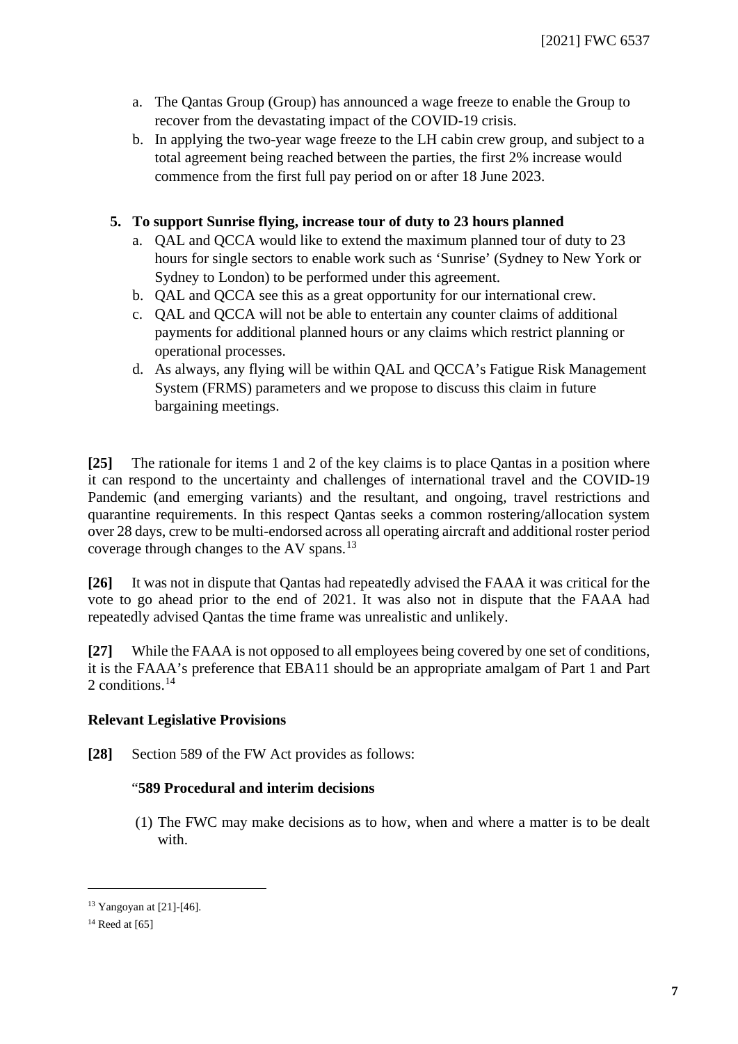a. The Qantas Group (Group) has announced a wage freeze to enable the Group to recover from the devastating impact of the COVID-19 crisis.
b. In applying the two-year wage freeze to the LH cabin crew group, and subject to a total agreement being reached between the parties, the first 2% increase would commence from the first full pay period on or after 18 June 2023.

**5. To support Sunrise flying, increase tour of duty to 23 hours planned**

a. QAL and QCCA would like to extend the maximum planned tour of duty to 23 hours for single sectors to enable work such as 'Sunrise' (Sydney to New York or Sydney to London) to be performed under this agreement.
b. QAL and QCCA see this as a great opportunity for our international crew.
c. QAL and QCCA will not be able to entertain any counter claims of additional payments for additional planned hours or any claims which restrict planning or operational processes.
d. As always, any flying will be within QAL and QCCA's Fatigue Risk Management System (FRMS) parameters and we propose to discuss this claim in future bargaining meetings.

**[25]** The rationale for items 1 and 2 of the key claims is to place Qantas in a position where it can respond to the uncertainty and challenges of international travel and the COVID-19 Pandemic (and emerging variants) and the resultant, and ongoing, travel restrictions and quarantine requirements. In this respect Qantas seeks a common rostering/allocation system over 28 days, crew to be multi-endorsed across all operating aircraft and additional roster period coverage through changes to the AV spans.[13]

**[26]** It was not in dispute that Qantas had repeatedly advised the FAAA it was critical for the vote to go ahead prior to the end of 2021. It was also not in dispute that the FAAA had repeatedly advised Qantas the time frame was unrealistic and unlikely.

**[27]** While the FAAA is not opposed to all employees being covered by one set of conditions, it is the FAAA's preference that EBA11 should be an appropriate amalgam of Part 1 and Part 2 conditions.[14]

### Relevant Legislative Provisions

**[28]** Section 589 of the FW Act provides as follows:

> "**589 Procedural and interim decisions**
>
> (1) The FWC may make decisions as to how, when and where a matter is to be dealt with.

---

[13] Yangoyan at [21]-[46].

[14] Reed at [65]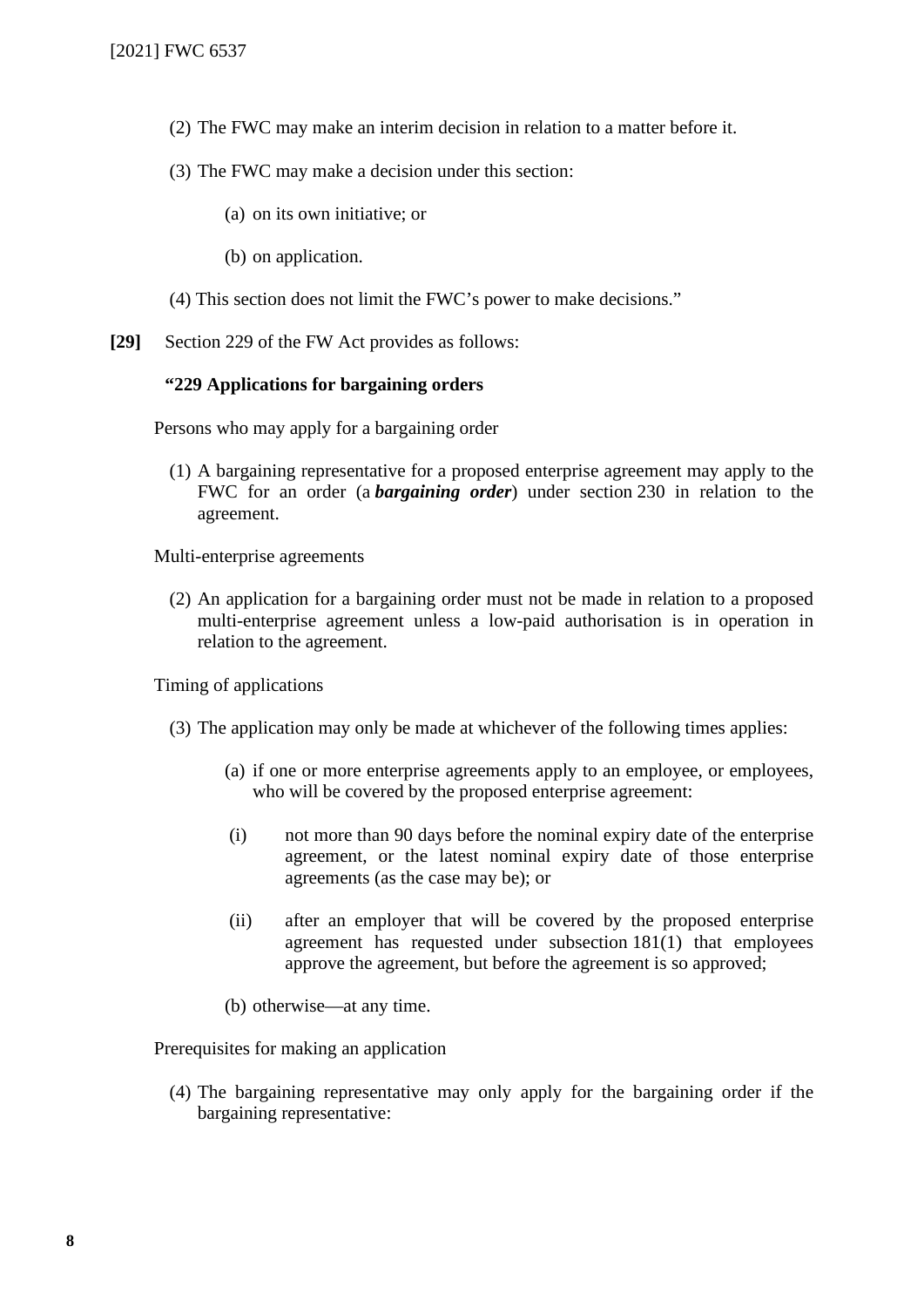(2) The FWC may make an interim decision in relation to a matter before it.

(3) The FWC may make a decision under this section:

(a) on its own initiative; or

(b) on application.

(4) This section does not limit the FWC's power to make decisions."

**[29]** Section 229 of the FW Act provides as follows:

**"229 Applications for bargaining orders**

Persons who may apply for a bargaining order

(1) A bargaining representative for a proposed enterprise agreement may apply to the FWC for an order (a ***bargaining order***) under section 230 in relation to the agreement.

Multi-enterprise agreements

(2) An application for a bargaining order must not be made in relation to a proposed multi-enterprise agreement unless a low-paid authorisation is in operation in relation to the agreement.

Timing of applications

(3) The application may only be made at whichever of the following times applies:

(a) if one or more enterprise agreements apply to an employee, or employees, who will be covered by the proposed enterprise agreement:

(i) not more than 90 days before the nominal expiry date of the enterprise agreement, or the latest nominal expiry date of those enterprise agreements (as the case may be); or

(ii) after an employer that will be covered by the proposed enterprise agreement has requested under subsection 181(1) that employees approve the agreement, but before the agreement is so approved;

(b) otherwise—at any time.

Prerequisites for making an application

(4) The bargaining representative may only apply for the bargaining order if the bargaining representative: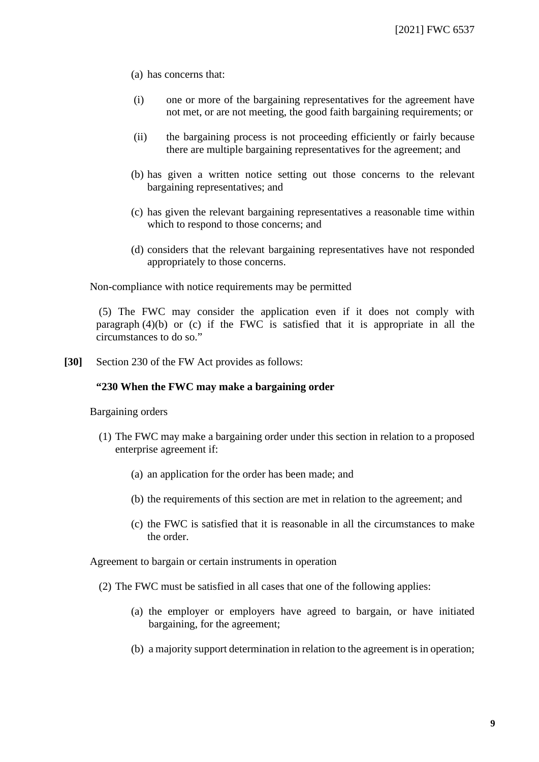(a) has concerns that:

(i) one or more of the bargaining representatives for the agreement have not met, or are not meeting, the good faith bargaining requirements; or

(ii) the bargaining process is not proceeding efficiently or fairly because there are multiple bargaining representatives for the agreement; and

(b) has given a written notice setting out those concerns to the relevant bargaining representatives; and

(c) has given the relevant bargaining representatives a reasonable time within which to respond to those concerns; and

(d) considers that the relevant bargaining representatives have not responded appropriately to those concerns.

Non-compliance with notice requirements may be permitted

(5) The FWC may consider the application even if it does not comply with paragraph (4)(b) or (c) if the FWC is satisfied that it is appropriate in all the circumstances to do so."

**[30]** Section 230 of the FW Act provides as follows:

**"230 When the FWC may make a bargaining order**

Bargaining orders

(1) The FWC may make a bargaining order under this section in relation to a proposed enterprise agreement if:

(a) an application for the order has been made; and

(b) the requirements of this section are met in relation to the agreement; and

(c) the FWC is satisfied that it is reasonable in all the circumstances to make the order.

Agreement to bargain or certain instruments in operation

(2) The FWC must be satisfied in all cases that one of the following applies:

(a) the employer or employers have agreed to bargain, or have initiated bargaining, for the agreement;

(b) a majority support determination in relation to the agreement is in operation;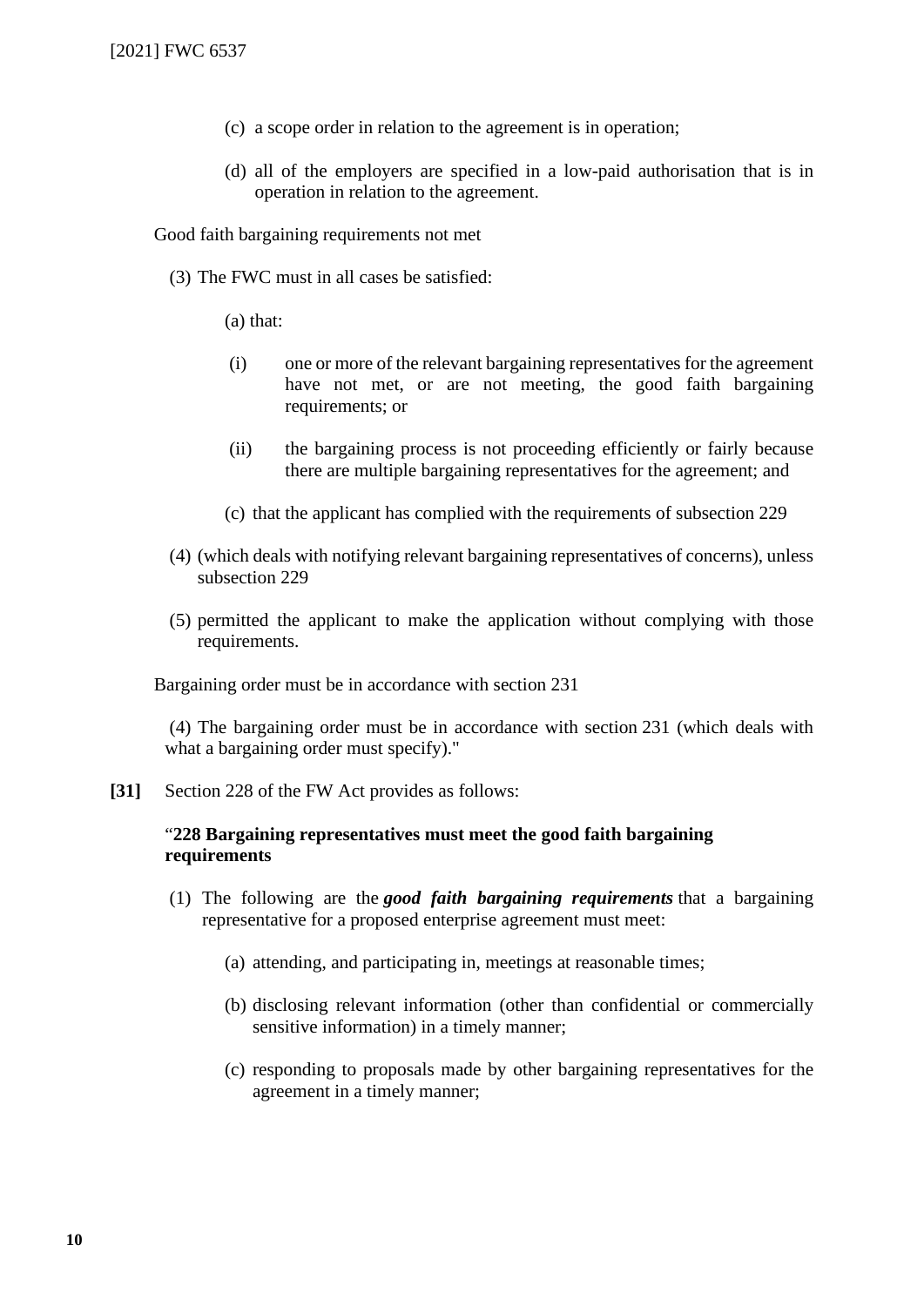(c) a scope order in relation to the agreement is in operation;

(d) all of the employers are specified in a low-paid authorisation that is in operation in relation to the agreement.

Good faith bargaining requirements not met

(3) The FWC must in all cases be satisfied:

(a) that:

(i) one or more of the relevant bargaining representatives for the agreement have not met, or are not meeting, the good faith bargaining requirements; or

(ii) the bargaining process is not proceeding efficiently or fairly because there are multiple bargaining representatives for the agreement; and

(c) that the applicant has complied with the requirements of subsection 229

(4) (which deals with notifying relevant bargaining representatives of concerns), unless subsection 229

(5) permitted the applicant to make the application without complying with those requirements.

Bargaining order must be in accordance with section 231

(4) The bargaining order must be in accordance with section 231 (which deals with what a bargaining order must specify)."

**[31]** Section 228 of the FW Act provides as follows:

"**228 Bargaining representatives must meet the good faith bargaining requirements**

(1) The following are the ***good faith bargaining requirements*** that a bargaining representative for a proposed enterprise agreement must meet:

(a) attending, and participating in, meetings at reasonable times;

(b) disclosing relevant information (other than confidential or commercially sensitive information) in a timely manner;

(c) responding to proposals made by other bargaining representatives for the agreement in a timely manner;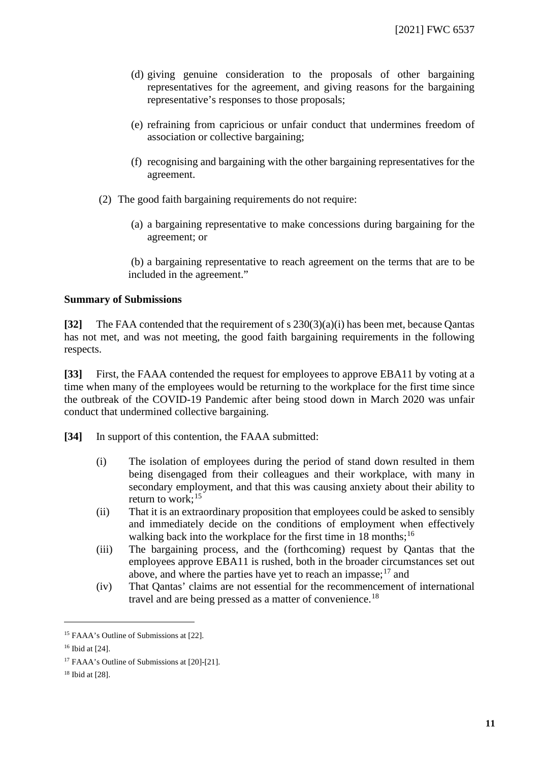(d) giving genuine consideration to the proposals of other bargaining representatives for the agreement, and giving reasons for the bargaining representative's responses to those proposals;

(e) refraining from capricious or unfair conduct that undermines freedom of association or collective bargaining;

(f) recognising and bargaining with the other bargaining representatives for the agreement.

(2) The good faith bargaining requirements do not require:

(a) a bargaining representative to make concessions during bargaining for the agreement; or

(b) a bargaining representative to reach agreement on the terms that are to be included in the agreement."

**Summary of Submissions**

**[32]** The FAA contended that the requirement of s 230(3)(a)(i) has been met, because Qantas has not met, and was not meeting, the good faith bargaining requirements in the following respects.

**[33]** First, the FAAA contended the request for employees to approve EBA11 by voting at a time when many of the employees would be returning to the workplace for the first time since the outbreak of the COVID-19 Pandemic after being stood down in March 2020 was unfair conduct that undermined collective bargaining.

**[34]** In support of this contention, the FAAA submitted:

(i) The isolation of employees during the period of stand down resulted in them being disengaged from their colleagues and their workplace, with many in secondary employment, and that this was causing anxiety about their ability to return to work;[15]

(ii) That it is an extraordinary proposition that employees could be asked to sensibly and immediately decide on the conditions of employment when effectively walking back into the workplace for the first time in 18 months;[16]

(iii) The bargaining process, and the (forthcoming) request by Qantas that the employees approve EBA11 is rushed, both in the broader circumstances set out above, and where the parties have yet to reach an impasse;[17] and

(iv) That Qantas' claims are not essential for the recommencement of international travel and are being pressed as a matter of convenience.[18]

---

[15] FAAA's Outline of Submissions at [22].

[16] Ibid at [24].

[17] FAAA's Outline of Submissions at [20]-[21].

[18] Ibid at [28].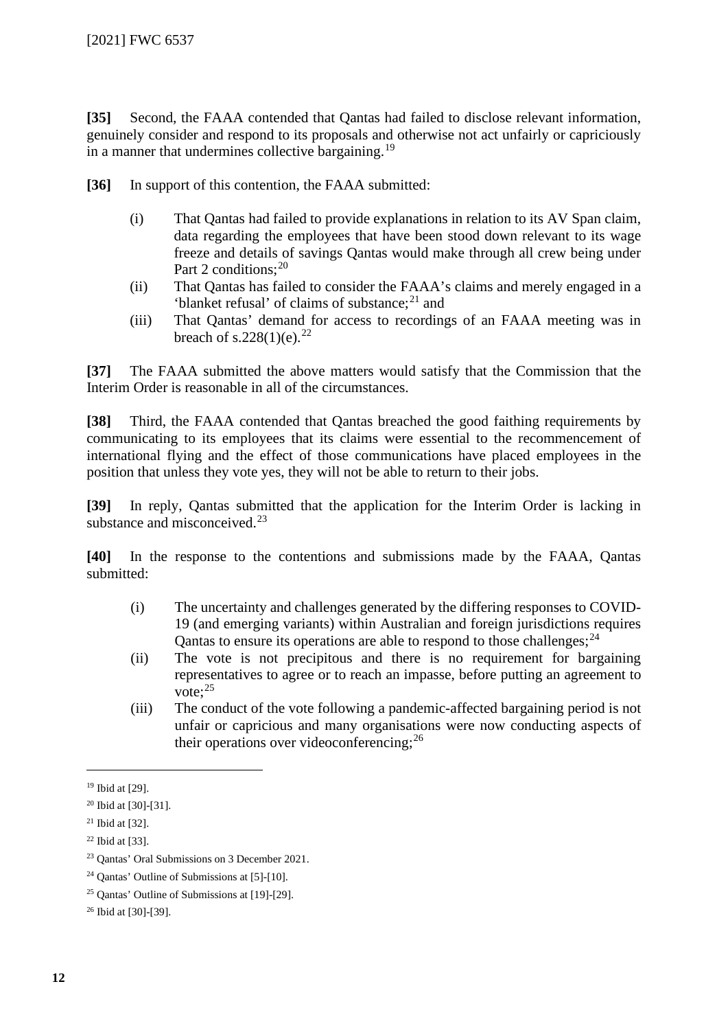**[35]** Second, the FAAA contended that Qantas had failed to disclose relevant information, genuinely consider and respond to its proposals and otherwise not act unfairly or capriciously in a manner that undermines collective bargaining.[19]

**[36]** In support of this contention, the FAAA submitted:

(i) That Qantas had failed to provide explanations in relation to its AV Span claim, data regarding the employees that have been stood down relevant to its wage freeze and details of savings Qantas would make through all crew being under Part 2 conditions;[20]

(ii) That Qantas has failed to consider the FAAA's claims and merely engaged in a 'blanket refusal' of claims of substance;[21] and

(iii) That Qantas' demand for access to recordings of an FAAA meeting was in breach of s.228(1)(e).[22]

**[37]** The FAAA submitted the above matters would satisfy that the Commission that the Interim Order is reasonable in all of the circumstances.

**[38]** Third, the FAAA contended that Qantas breached the good faithing requirements by communicating to its employees that its claims were essential to the recommencement of international flying and the effect of those communications have placed employees in the position that unless they vote yes, they will not be able to return to their jobs.

**[39]** In reply, Qantas submitted that the application for the Interim Order is lacking in substance and misconceived.[23]

**[40]** In the response to the contentions and submissions made by the FAAA, Qantas submitted:

(i) The uncertainty and challenges generated by the differing responses to COVID-19 (and emerging variants) within Australian and foreign jurisdictions requires Qantas to ensure its operations are able to respond to those challenges;[24]

(ii) The vote is not precipitous and there is no requirement for bargaining representatives to agree or to reach an impasse, before putting an agreement to vote;[25]

(iii) The conduct of the vote following a pandemic-affected bargaining period is not unfair or capricious and many organisations were now conducting aspects of their operations over videoconferencing;[26]

---

[19] Ibid at [29].

[20] Ibid at [30]-[31].

[21] Ibid at [32].

[22] Ibid at [33].

[23] Qantas' Oral Submissions on 3 December 2021.

[24] Qantas' Outline of Submissions at [5]-[10].

[25] Qantas' Outline of Submissions at [19]-[29].

[26] Ibid at [30]-[39].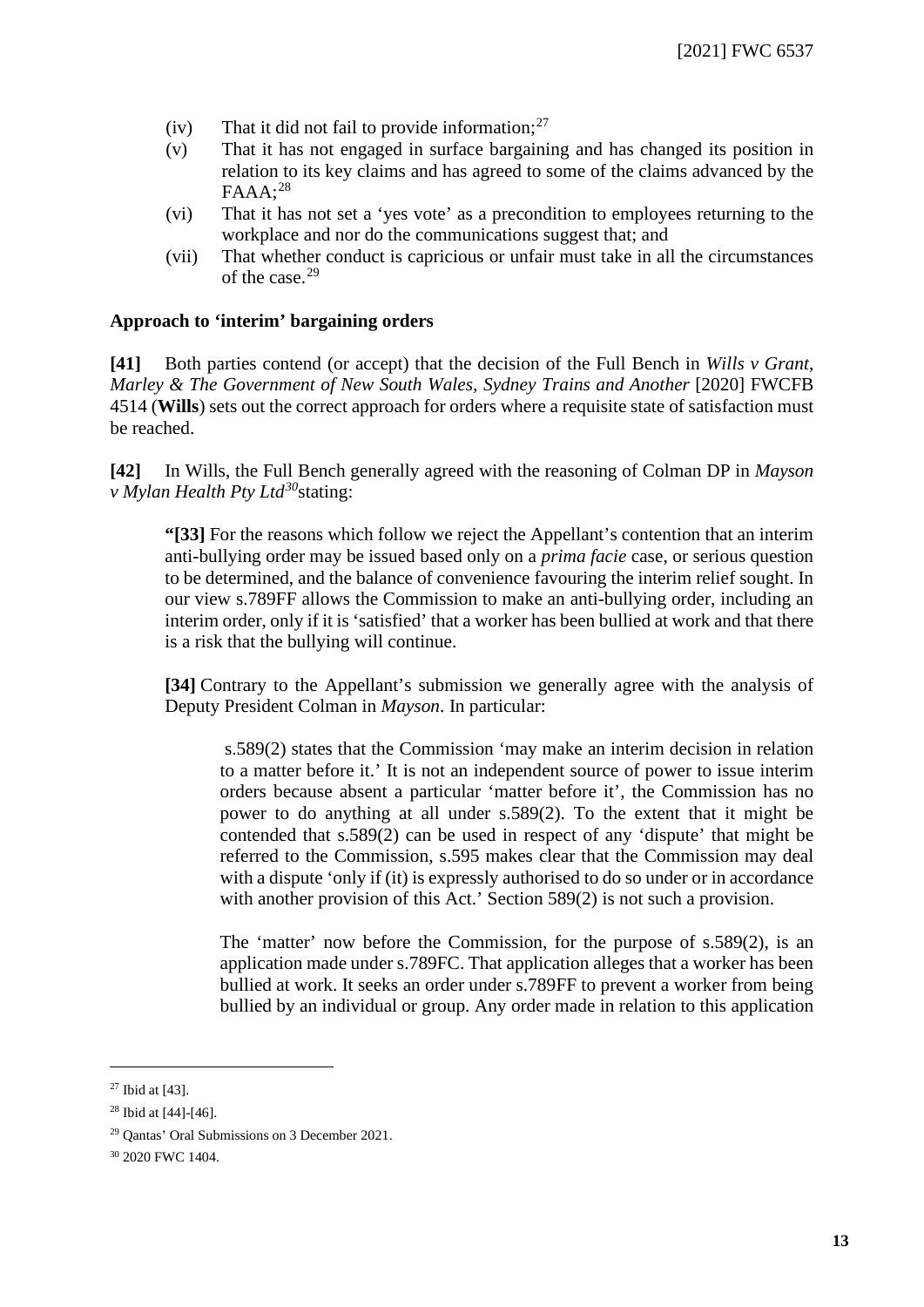(iv) That it did not fail to provide information;[27]

(v) That it has not engaged in surface bargaining and has changed its position in relation to its key claims and has agreed to some of the claims advanced by the FAAA;[28]

(vi) That it has not set a 'yes vote' as a precondition to employees returning to the workplace and nor do the communications suggest that; and

(vii) That whether conduct is capricious or unfair must take in all the circumstances of the case.[29]

**Approach to 'interim' bargaining orders**

**[41]** Both parties contend (or accept) that the decision of the Full Bench in *Wills v Grant, Marley & The Government of New South Wales, Sydney Trains and Another* [2020] FWCFB 4514 (**Wills**) sets out the correct approach for orders where a requisite state of satisfaction must be reached.

**[42]** In Wills, the Full Bench generally agreed with the reasoning of Colman DP in *Mayson v Mylan Health Pty Ltd*[30] stating:

> **"[33]** For the reasons which follow we reject the Appellant's contention that an interim anti-bullying order may be issued based only on a *prima facie* case, or serious question to be determined, and the balance of convenience favouring the interim relief sought. In our view s.789FF allows the Commission to make an anti-bullying order, including an interim order, only if it is 'satisfied' that a worker has been bullied at work and that there is a risk that the bullying will continue.
>
> **[34]** Contrary to the Appellant's submission we generally agree with the analysis of Deputy President Colman in *Mayson*. In particular:
>
>> s.589(2) states that the Commission 'may make an interim decision in relation to a matter before it.' It is not an independent source of power to issue interim orders because absent a particular 'matter before it', the Commission has no power to do anything at all under s.589(2). To the extent that it might be contended that s.589(2) can be used in respect of any 'dispute' that might be referred to the Commission, s.595 makes clear that the Commission may deal with a dispute 'only if (it) is expressly authorised to do so under or in accordance with another provision of this Act.' Section 589(2) is not such a provision.
>>
>> The 'matter' now before the Commission, for the purpose of s.589(2), is an application made under s.789FC. That application alleges that a worker has been bullied at work. It seeks an order under s.789FF to prevent a worker from being bullied by an individual or group. Any order made in relation to this application

---

[27] Ibid at [43].

[28] Ibid at [44]-[46].

[29] Qantas' Oral Submissions on 3 December 2021.

[30] 2020 FWC 1404.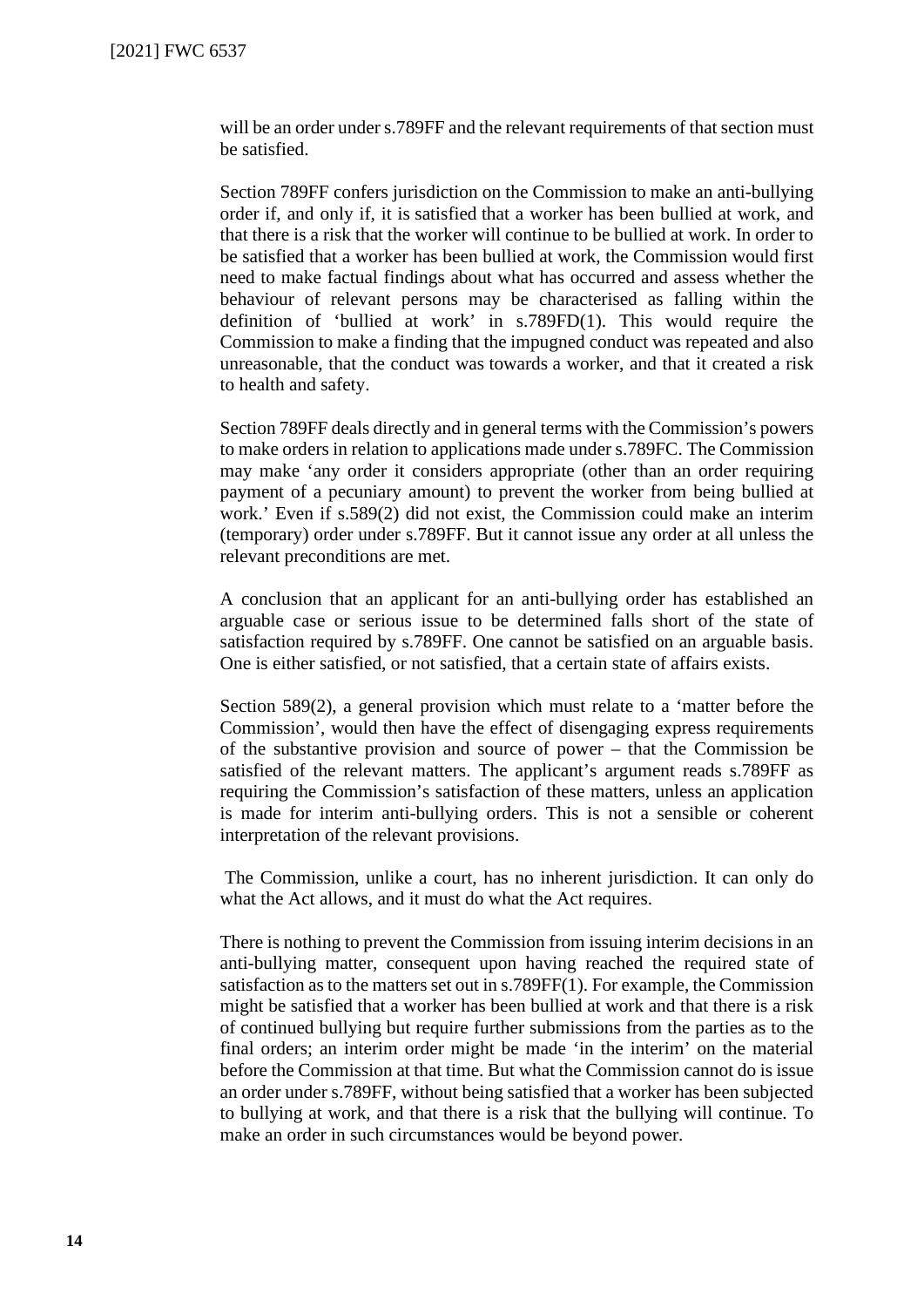will be an order under s.789FF and the relevant requirements of that section must be satisfied.

Section 789FF confers jurisdiction on the Commission to make an anti-bullying order if, and only if, it is satisfied that a worker has been bullied at work, and that there is a risk that the worker will continue to be bullied at work. In order to be satisfied that a worker has been bullied at work, the Commission would first need to make factual findings about what has occurred and assess whether the behaviour of relevant persons may be characterised as falling within the definition of 'bullied at work' in s.789FD(1). This would require the Commission to make a finding that the impugned conduct was repeated and also unreasonable, that the conduct was towards a worker, and that it created a risk to health and safety.

Section 789FF deals directly and in general terms with the Commission's powers to make orders in relation to applications made under s.789FC. The Commission may make 'any order it considers appropriate (other than an order requiring payment of a pecuniary amount) to prevent the worker from being bullied at work.' Even if s.589(2) did not exist, the Commission could make an interim (temporary) order under s.789FF. But it cannot issue any order at all unless the relevant preconditions are met.

A conclusion that an applicant for an anti-bullying order has established an arguable case or serious issue to be determined falls short of the state of satisfaction required by s.789FF. One cannot be satisfied on an arguable basis. One is either satisfied, or not satisfied, that a certain state of affairs exists.

Section 589(2), a general provision which must relate to a 'matter before the Commission', would then have the effect of disengaging express requirements of the substantive provision and source of power – that the Commission be satisfied of the relevant matters. The applicant's argument reads s.789FF as requiring the Commission's satisfaction of these matters, unless an application is made for interim anti-bullying orders. This is not a sensible or coherent interpretation of the relevant provisions.

The Commission, unlike a court, has no inherent jurisdiction. It can only do what the Act allows, and it must do what the Act requires.

There is nothing to prevent the Commission from issuing interim decisions in an anti-bullying matter, consequent upon having reached the required state of satisfaction as to the matters set out in s.789FF(1). For example, the Commission might be satisfied that a worker has been bullied at work and that there is a risk of continued bullying but require further submissions from the parties as to the final orders; an interim order might be made 'in the interim' on the material before the Commission at that time. But what the Commission cannot do is issue an order under s.789FF, without being satisfied that a worker has been subjected to bullying at work, and that there is a risk that the bullying will continue. To make an order in such circumstances would be beyond power.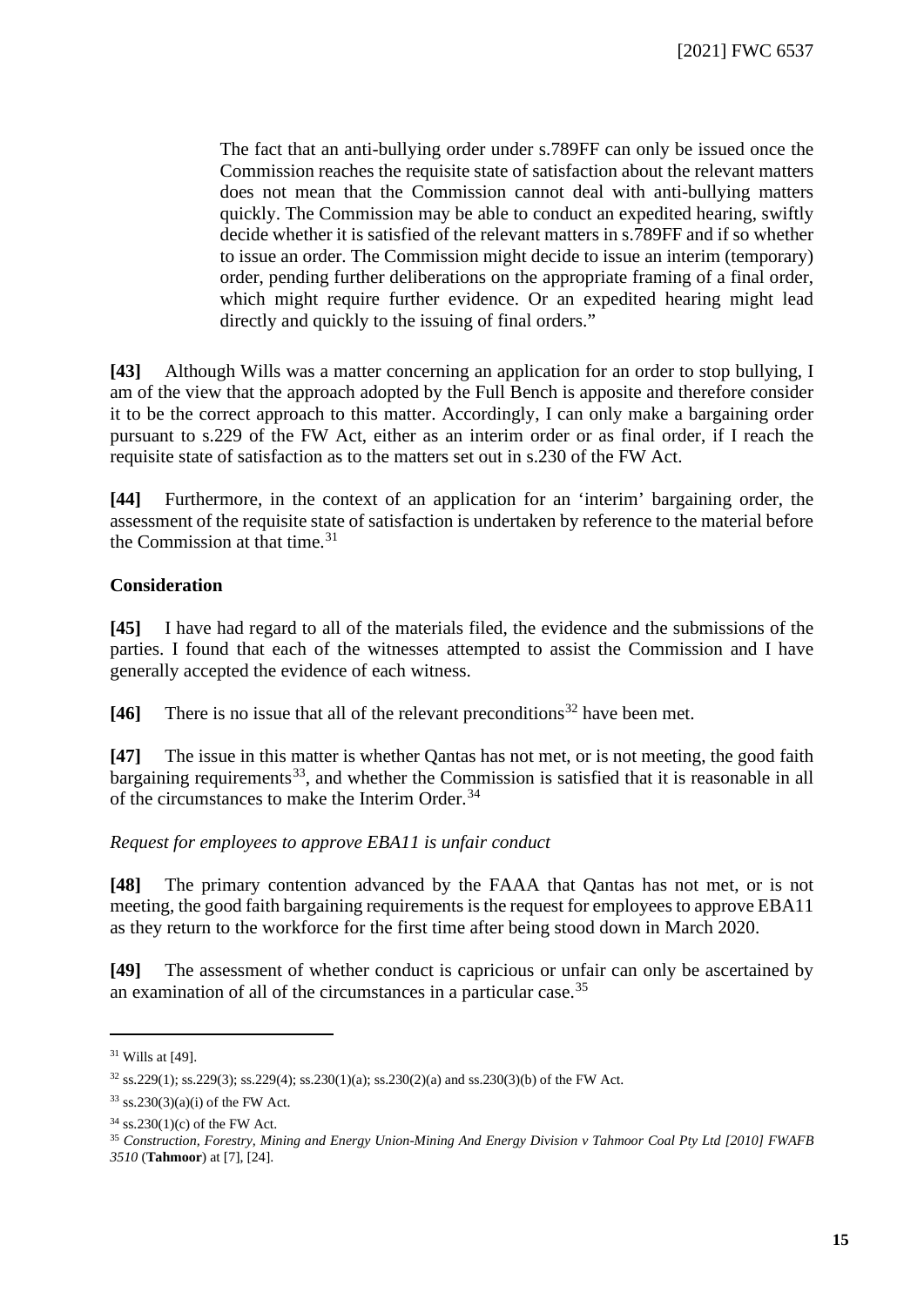> The fact that an anti-bullying order under s.789FF can only be issued once the Commission reaches the requisite state of satisfaction about the relevant matters does not mean that the Commission cannot deal with anti-bullying matters quickly. The Commission may be able to conduct an expedited hearing, swiftly decide whether it is satisfied of the relevant matters in s.789FF and if so whether to issue an order. The Commission might decide to issue an interim (temporary) order, pending further deliberations on the appropriate framing of a final order, which might require further evidence. Or an expedited hearing might lead directly and quickly to the issuing of final orders."

**[43]** Although Wills was a matter concerning an application for an order to stop bullying, I am of the view that the approach adopted by the Full Bench is apposite and therefore consider it to be the correct approach to this matter. Accordingly, I can only make a bargaining order pursuant to s.229 of the FW Act, either as an interim order or as final order, if I reach the requisite state of satisfaction as to the matters set out in s.230 of the FW Act.

**[44]** Furthermore, in the context of an application for an 'interim' bargaining order, the assessment of the requisite state of satisfaction is undertaken by reference to the material before the Commission at that time.[31]

### Consideration

**[45]** I have had regard to all of the materials filed, the evidence and the submissions of the parties. I found that each of the witnesses attempted to assist the Commission and I have generally accepted the evidence of each witness.

**[46]** There is no issue that all of the relevant preconditions[32] have been met.

**[47]** The issue in this matter is whether Qantas has not met, or is not meeting, the good faith bargaining requirements[33], and whether the Commission is satisfied that it is reasonable in all of the circumstances to make the Interim Order.[34]

*Request for employees to approve EBA11 is unfair conduct*

**[48]** The primary contention advanced by the FAAA that Qantas has not met, or is not meeting, the good faith bargaining requirements is the request for employees to approve EBA11 as they return to the workforce for the first time after being stood down in March 2020.

**[49]** The assessment of whether conduct is capricious or unfair can only be ascertained by an examination of all of the circumstances in a particular case.[35]

---

[31] Wills at [49].

[32] ss.229(1); ss.229(3); ss.229(4); ss.230(1)(a); ss.230(2)(a) and ss.230(3)(b) of the FW Act.

[33] ss.230(3)(a)(i) of the FW Act.

[34] ss.230(1)(c) of the FW Act.

[35] *Construction, Forestry, Mining and Energy Union-Mining And Energy Division v Tahmoor Coal Pty Ltd [2010] FWAFB 3510* (**Tahmoor**) at [7], [24].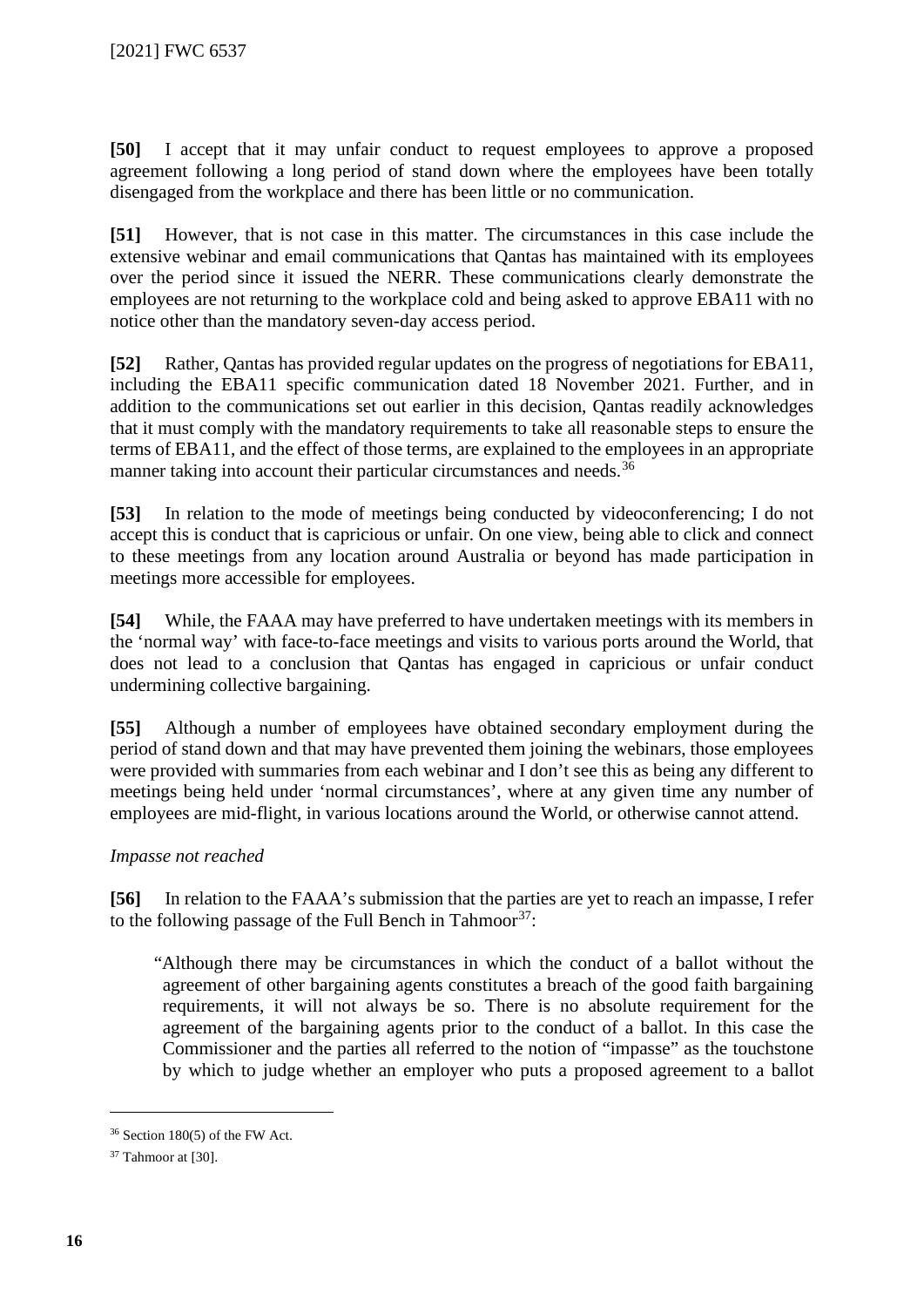**[50]** I accept that it may unfair conduct to request employees to approve a proposed agreement following a long period of stand down where the employees have been totally disengaged from the workplace and there has been little or no communication.

**[51]** However, that is not case in this matter. The circumstances in this case include the extensive webinar and email communications that Qantas has maintained with its employees over the period since it issued the NERR. These communications clearly demonstrate the employees are not returning to the workplace cold and being asked to approve EBA11 with no notice other than the mandatory seven-day access period.

**[52]** Rather, Qantas has provided regular updates on the progress of negotiations for EBA11, including the EBA11 specific communication dated 18 November 2021. Further, and in addition to the communications set out earlier in this decision, Qantas readily acknowledges that it must comply with the mandatory requirements to take all reasonable steps to ensure the terms of EBA11, and the effect of those terms, are explained to the employees in an appropriate manner taking into account their particular circumstances and needs.[36]

**[53]** In relation to the mode of meetings being conducted by videoconferencing; I do not accept this is conduct that is capricious or unfair. On one view, being able to click and connect to these meetings from any location around Australia or beyond has made participation in meetings more accessible for employees.

**[54]** While, the FAAA may have preferred to have undertaken meetings with its members in the 'normal way' with face-to-face meetings and visits to various ports around the World, that does not lead to a conclusion that Qantas has engaged in capricious or unfair conduct undermining collective bargaining.

**[55]** Although a number of employees have obtained secondary employment during the period of stand down and that may have prevented them joining the webinars, those employees were provided with summaries from each webinar and I don't see this as being any different to meetings being held under 'normal circumstances', where at any given time any number of employees are mid-flight, in various locations around the World, or otherwise cannot attend.

*Impasse not reached*

**[56]** In relation to the FAAA's submission that the parties are yet to reach an impasse, I refer to the following passage of the Full Bench in Tahmoor[37]:

> "Although there may be circumstances in which the conduct of a ballot without the agreement of other bargaining agents constitutes a breach of the good faith bargaining requirements, it will not always be so. There is no absolute requirement for the agreement of the bargaining agents prior to the conduct of a ballot. In this case the Commissioner and the parties all referred to the notion of "impasse" as the touchstone by which to judge whether an employer who puts a proposed agreement to a ballot

---

[36] Section 180(5) of the FW Act.

[37] Tahmoor at [30].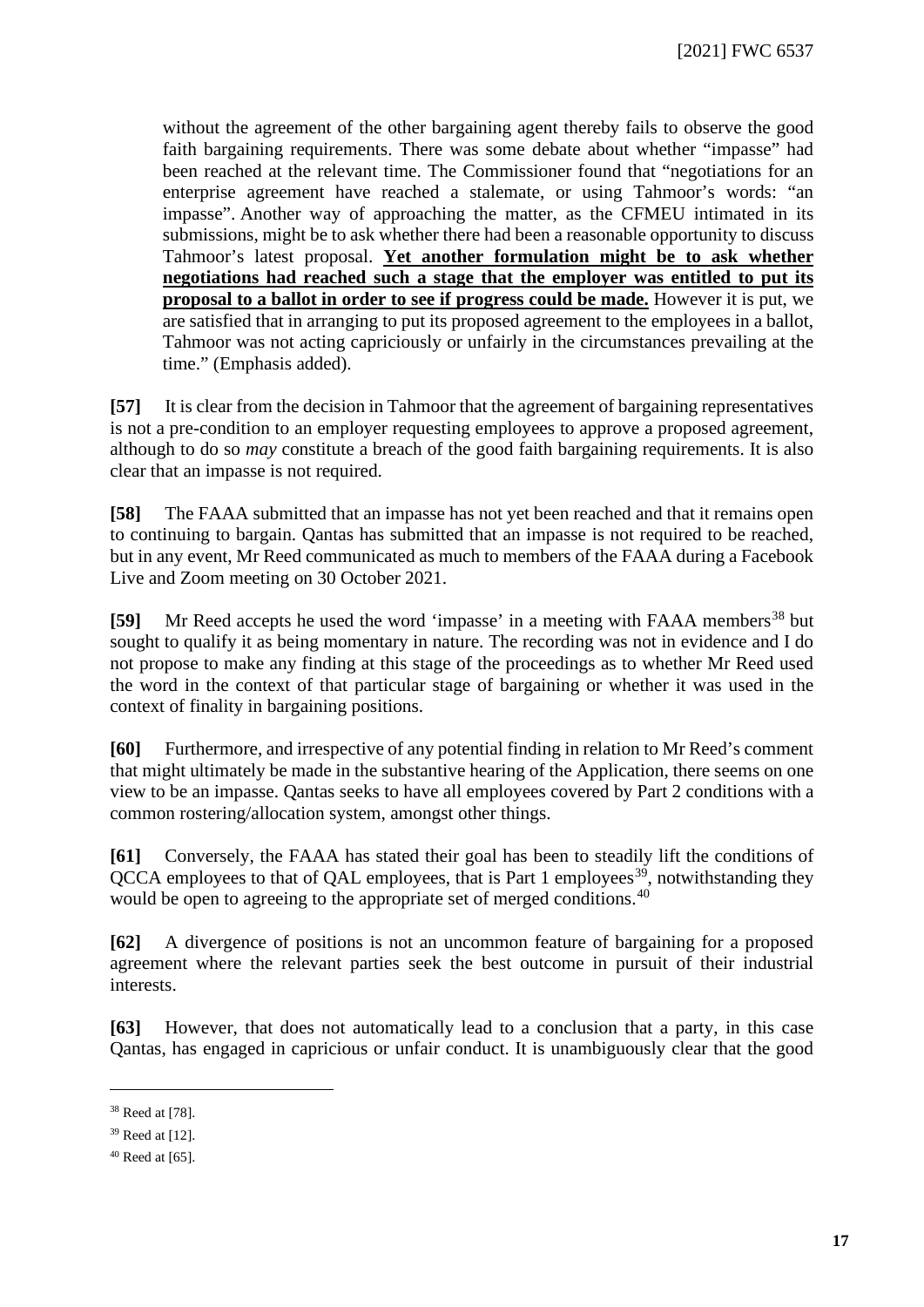without the agreement of the other bargaining agent thereby fails to observe the good faith bargaining requirements. There was some debate about whether "impasse" had been reached at the relevant time. The Commissioner found that "negotiations for an enterprise agreement have reached a stalemate, or using Tahmoor's words: "an impasse". Another way of approaching the matter, as the CFMEU intimated in its submissions, might be to ask whether there had been a reasonable opportunity to discuss Tahmoor's latest proposal. **Yet another formulation might be to ask whether negotiations had reached such a stage that the employer was entitled to put its proposal to a ballot in order to see if progress could be made.** However it is put, we are satisfied that in arranging to put its proposed agreement to the employees in a ballot, Tahmoor was not acting capriciously or unfairly in the circumstances prevailing at the time." (Emphasis added).

**[57]** It is clear from the decision in Tahmoor that the agreement of bargaining representatives is not a pre-condition to an employer requesting employees to approve a proposed agreement, although to do so *may* constitute a breach of the good faith bargaining requirements. It is also clear that an impasse is not required.

**[58]** The FAAA submitted that an impasse has not yet been reached and that it remains open to continuing to bargain. Qantas has submitted that an impasse is not required to be reached, but in any event, Mr Reed communicated as much to members of the FAAA during a Facebook Live and Zoom meeting on 30 October 2021.

**[59]** Mr Reed accepts he used the word 'impasse' in a meeting with FAAA members[38] but sought to qualify it as being momentary in nature. The recording was not in evidence and I do not propose to make any finding at this stage of the proceedings as to whether Mr Reed used the word in the context of that particular stage of bargaining or whether it was used in the context of finality in bargaining positions.

**[60]** Furthermore, and irrespective of any potential finding in relation to Mr Reed's comment that might ultimately be made in the substantive hearing of the Application, there seems on one view to be an impasse. Qantas seeks to have all employees covered by Part 2 conditions with a common rostering/allocation system, amongst other things.

**[61]** Conversely, the FAAA has stated their goal has been to steadily lift the conditions of QCCA employees to that of QAL employees, that is Part 1 employees[39], notwithstanding they would be open to agreeing to the appropriate set of merged conditions.[40]

**[62]** A divergence of positions is not an uncommon feature of bargaining for a proposed agreement where the relevant parties seek the best outcome in pursuit of their industrial interests.

**[63]** However, that does not automatically lead to a conclusion that a party, in this case Qantas, has engaged in capricious or unfair conduct. It is unambiguously clear that the good

---

[38] Reed at [78].

[39] Reed at [12].

[40] Reed at [65].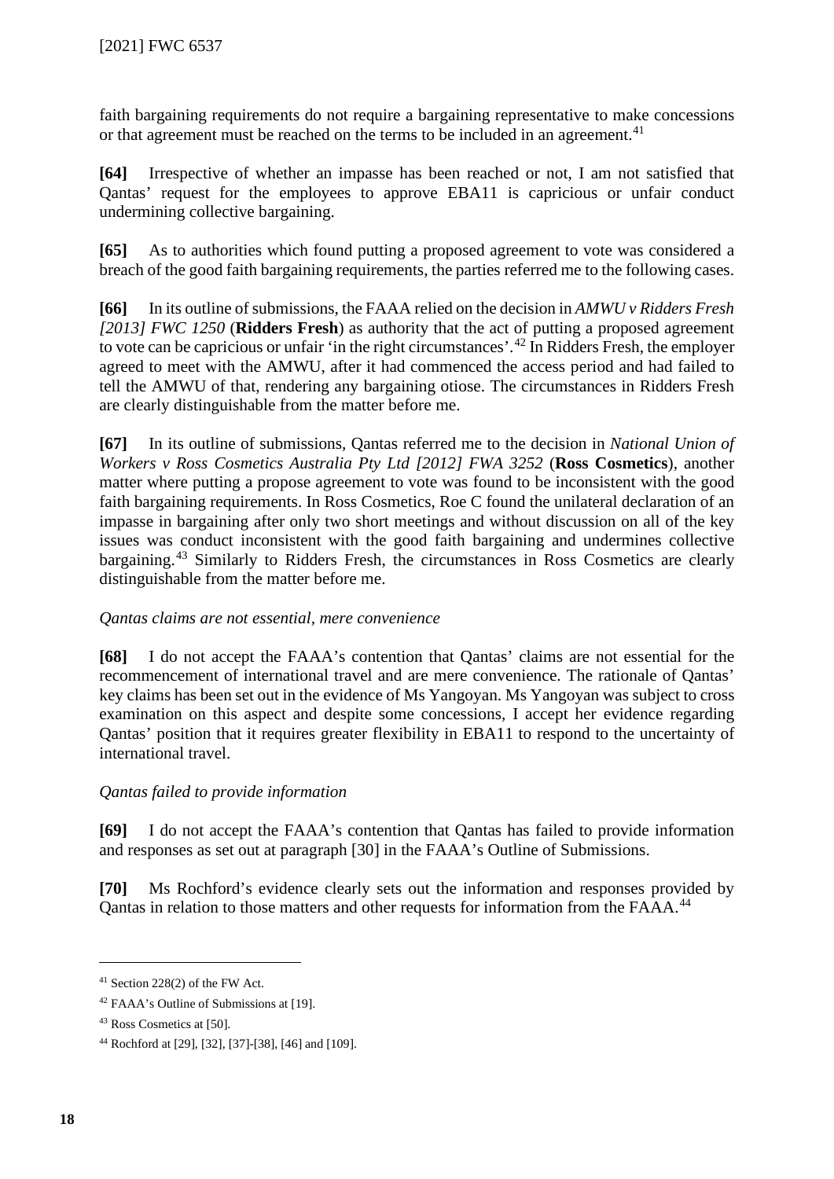faith bargaining requirements do not require a bargaining representative to make concessions or that agreement must be reached on the terms to be included in an agreement.[41]

**[64]** Irrespective of whether an impasse has been reached or not, I am not satisfied that Qantas' request for the employees to approve EBA11 is capricious or unfair conduct undermining collective bargaining.

**[65]** As to authorities which found putting a proposed agreement to vote was considered a breach of the good faith bargaining requirements, the parties referred me to the following cases.

**[66]** In its outline of submissions, the FAAA relied on the decision in *AMWU v Ridders Fresh [2013] FWC 1250* (**Ridders Fresh**) as authority that the act of putting a proposed agreement to vote can be capricious or unfair 'in the right circumstances'.[42] In Ridders Fresh, the employer agreed to meet with the AMWU, after it had commenced the access period and had failed to tell the AMWU of that, rendering any bargaining otiose. The circumstances in Ridders Fresh are clearly distinguishable from the matter before me.

**[67]** In its outline of submissions, Qantas referred me to the decision in *National Union of Workers v Ross Cosmetics Australia Pty Ltd [2012] FWA 3252* (**Ross Cosmetics**), another matter where putting a propose agreement to vote was found to be inconsistent with the good faith bargaining requirements. In Ross Cosmetics, Roe C found the unilateral declaration of an impasse in bargaining after only two short meetings and without discussion on all of the key issues was conduct inconsistent with the good faith bargaining and undermines collective bargaining.[43] Similarly to Ridders Fresh, the circumstances in Ross Cosmetics are clearly distinguishable from the matter before me.

*Qantas claims are not essential, mere convenience*

**[68]** I do not accept the FAAA's contention that Qantas' claims are not essential for the recommencement of international travel and are mere convenience. The rationale of Qantas' key claims has been set out in the evidence of Ms Yangoyan. Ms Yangoyan was subject to cross examination on this aspect and despite some concessions, I accept her evidence regarding Qantas' position that it requires greater flexibility in EBA11 to respond to the uncertainty of international travel.

*Qantas failed to provide information*

**[69]** I do not accept the FAAA's contention that Qantas has failed to provide information and responses as set out at paragraph [30] in the FAAA's Outline of Submissions.

**[70]** Ms Rochford's evidence clearly sets out the information and responses provided by Qantas in relation to those matters and other requests for information from the FAAA.[44]

---

[41] Section 228(2) of the FW Act.

[42] FAAA's Outline of Submissions at [19].

[43] Ross Cosmetics at [50].

[44] Rochford at [29], [32], [37]-[38], [46] and [109].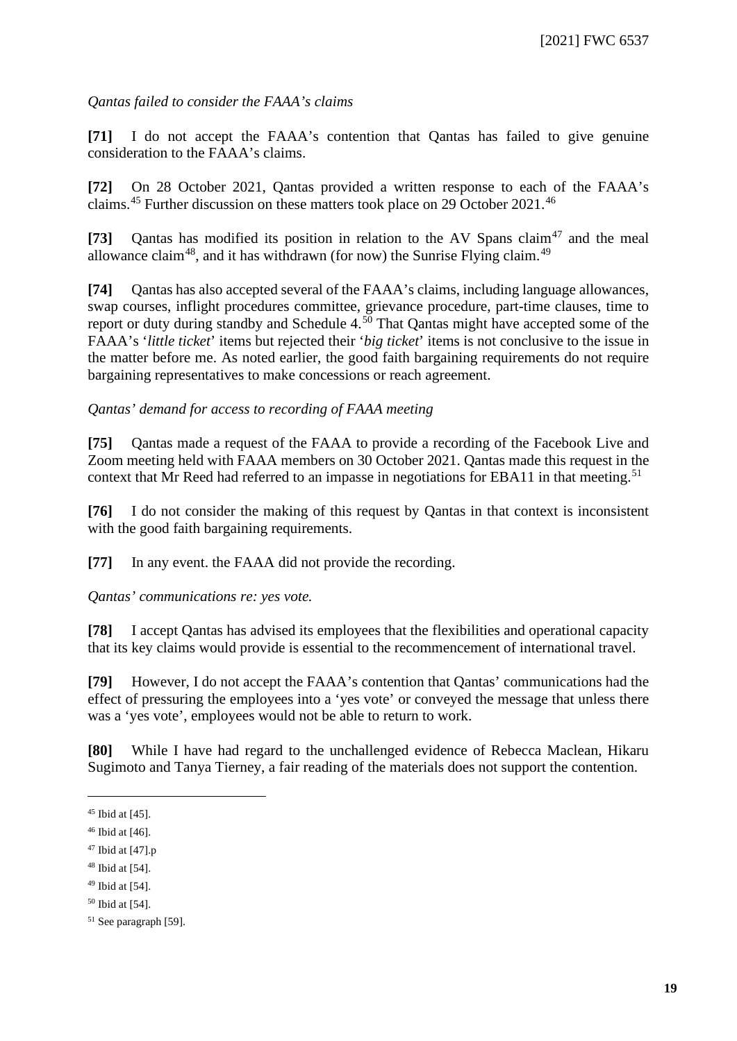*Qantas failed to consider the FAAA's claims*

**[71]** I do not accept the FAAA's contention that Qantas has failed to give genuine consideration to the FAAA's claims.

**[72]** On 28 October 2021, Qantas provided a written response to each of the FAAA's claims.[45] Further discussion on these matters took place on 29 October 2021.[46]

**[73]** Qantas has modified its position in relation to the AV Spans claim[47] and the meal allowance claim[48], and it has withdrawn (for now) the Sunrise Flying claim.[49]

**[74]** Qantas has also accepted several of the FAAA's claims, including language allowances, swap courses, inflight procedures committee, grievance procedure, part-time clauses, time to report or duty during standby and Schedule 4.[50] That Qantas might have accepted some of the FAAA's '*little ticket*' items but rejected their '*big ticket*' items is not conclusive to the issue in the matter before me. As noted earlier, the good faith bargaining requirements do not require bargaining representatives to make concessions or reach agreement.

*Qantas' demand for access to recording of FAAA meeting*

**[75]** Qantas made a request of the FAAA to provide a recording of the Facebook Live and Zoom meeting held with FAAA members on 30 October 2021. Qantas made this request in the context that Mr Reed had referred to an impasse in negotiations for EBA11 in that meeting.[51]

**[76]** I do not consider the making of this request by Qantas in that context is inconsistent with the good faith bargaining requirements.

**[77]** In any event. the FAAA did not provide the recording.

*Qantas' communications re: yes vote.*

**[78]** I accept Qantas has advised its employees that the flexibilities and operational capacity that its key claims would provide is essential to the recommencement of international travel.

**[79]** However, I do not accept the FAAA's contention that Qantas' communications had the effect of pressuring the employees into a 'yes vote' or conveyed the message that unless there was a 'yes vote', employees would not be able to return to work.

**[80]** While I have had regard to the unchallenged evidence of Rebecca Maclean, Hikaru Sugimoto and Tanya Tierney, a fair reading of the materials does not support the contention.

---

[45] Ibid at [45].

[46] Ibid at [46].

[47] Ibid at [47].p

[48] Ibid at [54].

[49] Ibid at [54].

[50] Ibid at [54].

[51] See paragraph [59].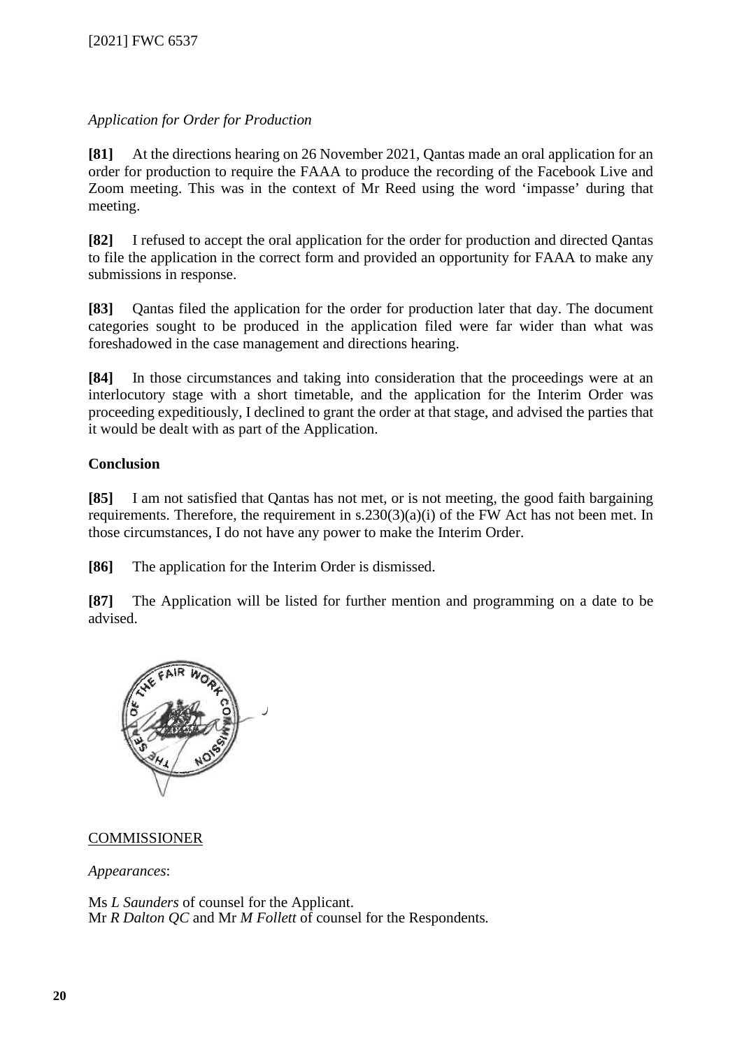*Application for Order for Production*

**[81]** At the directions hearing on 26 November 2021, Qantas made an oral application for an order for production to require the FAAA to produce the recording of the Facebook Live and Zoom meeting. This was in the context of Mr Reed using the word 'impasse' during that meeting.

**[82]** I refused to accept the oral application for the order for production and directed Qantas to file the application in the correct form and provided an opportunity for FAAA to make any submissions in response.

**[83]** Qantas filed the application for the order for production later that day. The document categories sought to be produced in the application filed were far wider than what was foreshadowed in the case management and directions hearing.

**[84]** In those circumstances and taking into consideration that the proceedings were at an interlocutory stage with a short timetable, and the application for the Interim Order was proceeding expeditiously, I declined to grant the order at that stage, and advised the parties that it would be dealt with as part of the Application.

**Conclusion**

**[85]** I am not satisfied that Qantas has not met, or is not meeting, the good faith bargaining requirements. Therefore, the requirement in s.230(3)(a)(i) of the FW Act has not been met. In those circumstances, I do not have any power to make the Interim Order.

**[86]** The application for the Interim Order is dismissed.

**[87]** The Application will be listed for further mention and programming on a date to be advised.

COMMISSIONER

*Appearances*:

Ms *L Saunders* of counsel for the Applicant.
Mr *R Dalton QC* and Mr *M Follett* of counsel for the Respondents.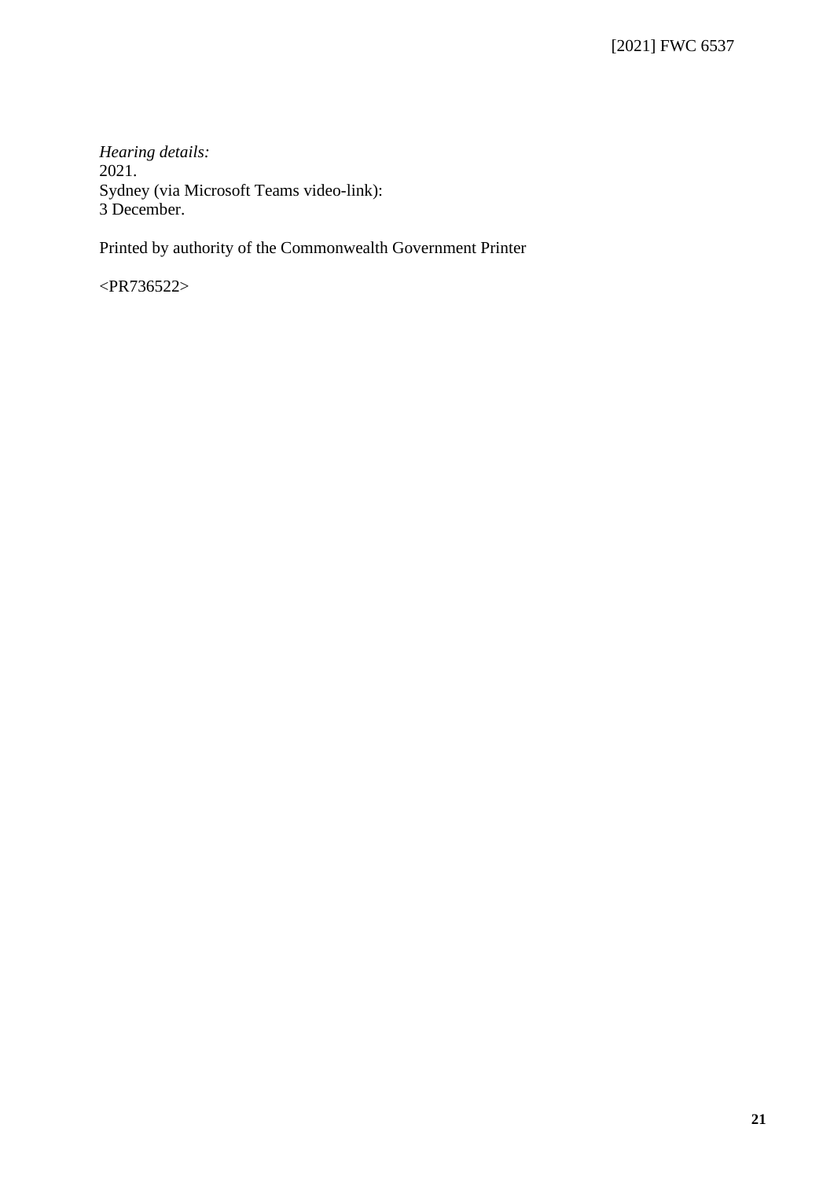*Hearing details:*
2021.
Sydney (via Microsoft Teams video-link):
3 December.

Printed by authority of the Commonwealth Government Printer

<PR736522>